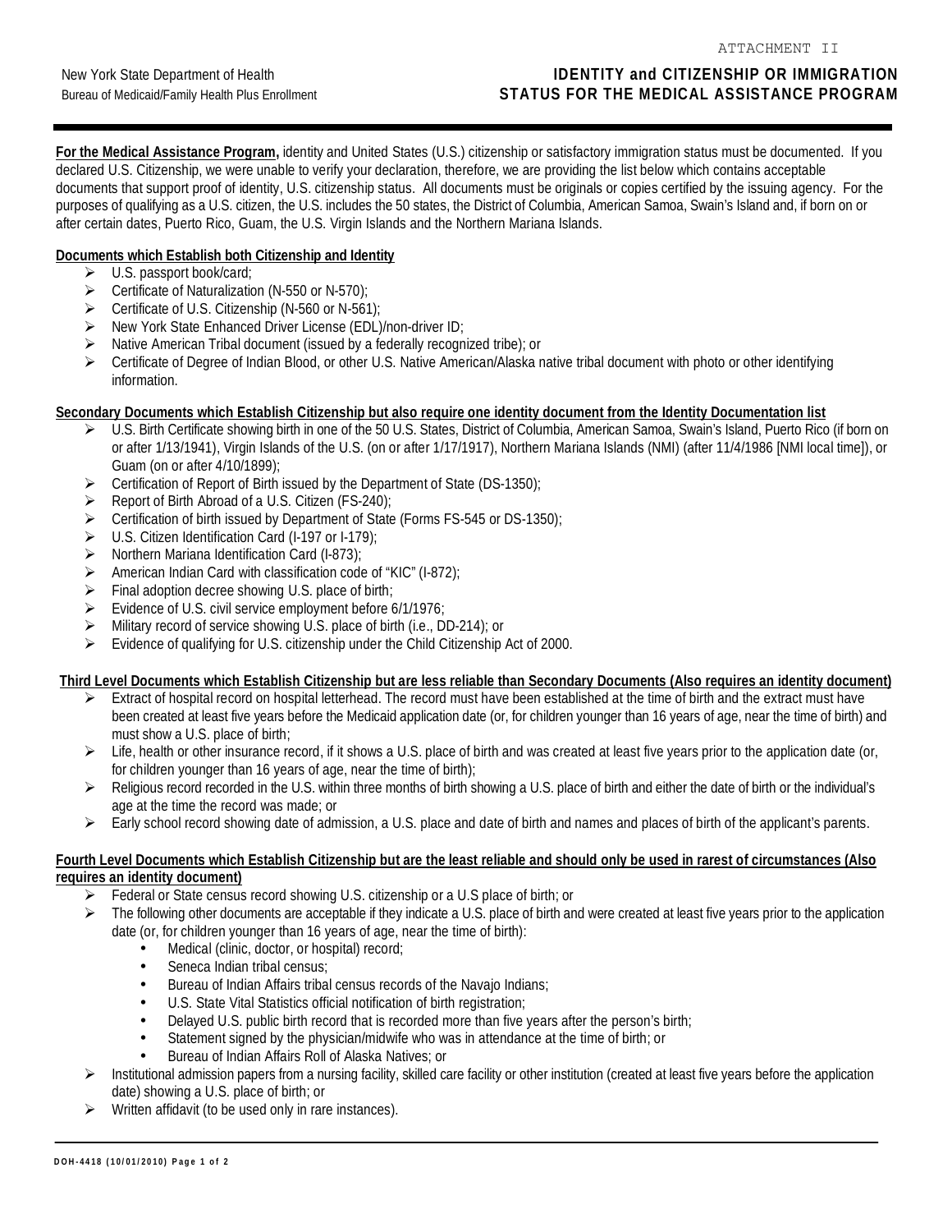ATTACHMENT II

New York State Department of Health
Bureau of Medicaid/Family Health Plus Enrollment

# IDENTITY and CITIZENSHIP OR IMMIGRATION STATUS FOR THE MEDICAL ASSISTANCE PROGRAM

**For the Medical Assistance Program,** identity and United States (U.S.) citizenship or satisfactory immigration status must be documented. If you declared U.S. Citizenship, we were unable to verify your declaration, therefore, we are providing the list below which contains acceptable documents that support proof of identity, U.S. citizenship status. All documents must be originals or copies certified by the issuing agency. For the purposes of qualifying as a U.S. citizen, the U.S. includes the 50 states, the District of Columbia, American Samoa, Swain's Island and, if born on or after certain dates, Puerto Rico, Guam, the U.S. Virgin Islands and the Northern Mariana Islands.

**Documents which Establish both Citizenship and Identity**

- U.S. passport book/card;
- Certificate of Naturalization (N-550 or N-570);
- Certificate of U.S. Citizenship (N-560 or N-561);
- New York State Enhanced Driver License (EDL)/non-driver ID;
- Native American Tribal document (issued by a federally recognized tribe); or
- Certificate of Degree of Indian Blood, or other U.S. Native American/Alaska native tribal document with photo or other identifying information.

**Secondary Documents which Establish Citizenship but also require one identity document from the Identity Documentation list**

- U.S. Birth Certificate showing birth in one of the 50 U.S. States, District of Columbia, American Samoa, Swain's Island, Puerto Rico (if born on or after 1/13/1941), Virgin Islands of the U.S. (on or after 1/17/1917), Northern Mariana Islands (NMI) (after 11/4/1986 [NMI local time]), or Guam (on or after 4/10/1899);
- Certification of Report of Birth issued by the Department of State (DS-1350);
- Report of Birth Abroad of a U.S. Citizen (FS-240);
- Certification of birth issued by Department of State (Forms FS-545 or DS-1350);
- U.S. Citizen Identification Card (I-197 or I-179);
- Northern Mariana Identification Card (I-873);
- American Indian Card with classification code of "KIC" (I-872);
- Final adoption decree showing U.S. place of birth;
- Evidence of U.S. civil service employment before 6/1/1976;
- Military record of service showing U.S. place of birth (i.e., DD-214); or
- Evidence of qualifying for U.S. citizenship under the Child Citizenship Act of 2000.

**Third Level Documents which Establish Citizenship but are less reliable than Secondary Documents (Also requires an identity document)**

- Extract of hospital record on hospital letterhead. The record must have been established at the time of birth and the extract must have been created at least five years before the Medicaid application date (or, for children younger than 16 years of age, near the time of birth) and must show a U.S. place of birth;
- Life, health or other insurance record, if it shows a U.S. place of birth and was created at least five years prior to the application date (or, for children younger than 16 years of age, near the time of birth);
- Religious record recorded in the U.S. within three months of birth showing a U.S. place of birth and either the date of birth or the individual's age at the time the record was made; or
- Early school record showing date of admission, a U.S. place and date of birth and names and places of birth of the applicant's parents.

**Fourth Level Documents which Establish Citizenship but are the least reliable and should only be used in rarest of circumstances (Also requires an identity document)**

- Federal or State census record showing U.S. citizenship or a U.S place of birth; or
- The following other documents are acceptable if they indicate a U.S. place of birth and were created at least five years prior to the application date (or, for children younger than 16 years of age, near the time of birth):
  - Medical (clinic, doctor, or hospital) record;
  - Seneca Indian tribal census;
  - Bureau of Indian Affairs tribal census records of the Navajo Indians;
  - U.S. State Vital Statistics official notification of birth registration;
  - Delayed U.S. public birth record that is recorded more than five years after the person's birth;
  - Statement signed by the physician/midwife who was in attendance at the time of birth; or
  - Bureau of Indian Affairs Roll of Alaska Natives; or
- Institutional admission papers from a nursing facility, skilled care facility or other institution (created at least five years before the application date) showing a U.S. place of birth; or
- Written affidavit (to be used only in rare instances).

DOH-4418 (10/01/2010)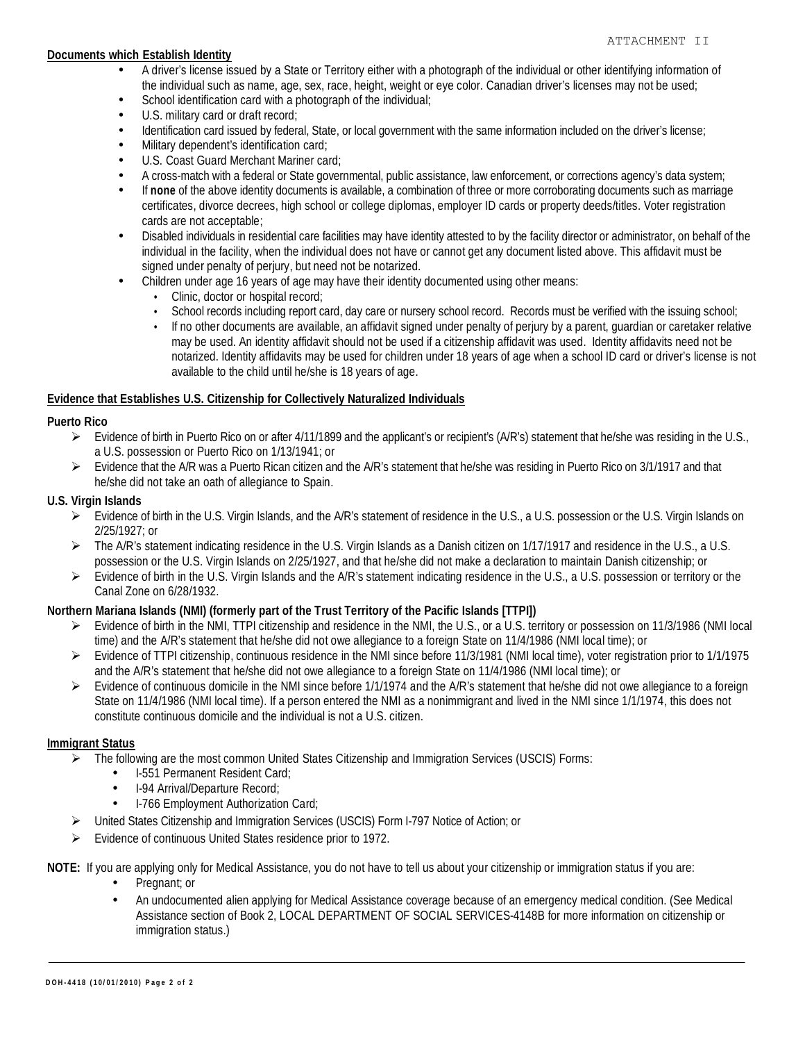ATTACHMENT II

**Documents which Establish Identity**

- A driver's license issued by a State or Territory either with a photograph of the individual or other identifying information of the individual such as name, age, sex, race, height, weight or eye color. Canadian driver's licenses may not be used;
- School identification card with a photograph of the individual;
- U.S. military card or draft record;
- Identification card issued by federal, State, or local government with the same information included on the driver's license;
- Military dependent's identification card;
- U.S. Coast Guard Merchant Mariner card;
- A cross-match with a federal or State governmental, public assistance, law enforcement, or corrections agency's data system;
- If **none** of the above identity documents is available, a combination of three or more corroborating documents such as marriage certificates, divorce decrees, high school or college diplomas, employer ID cards or property deeds/titles. Voter registration cards are not acceptable;
- Disabled individuals in residential care facilities may have identity attested to by the facility director or administrator, on behalf of the individual in the facility, when the individual does not have or cannot get any document listed above. This affidavit must be signed under penalty of perjury, but need not be notarized.
- Children under age 16 years of age may have their identity documented using other means:
  - Clinic, doctor or hospital record;
  - School records including report card, day care or nursery school record. Records must be verified with the issuing school;
  - If no other documents are available, an affidavit signed under penalty of perjury by a parent, guardian or caretaker relative may be used. An identity affidavit should not be used if a citizenship affidavit was used. Identity affidavits need not be notarized. Identity affidavits may be used for children under 18 years of age when a school ID card or driver's license is not available to the child until he/she is 18 years of age.

**Evidence that Establishes U.S. Citizenship for Collectively Naturalized Individuals**

**Puerto Rico**

- Evidence of birth in Puerto Rico on or after 4/11/1899 and the applicant's or recipient's (A/R's) statement that he/she was residing in the U.S., a U.S. possession or Puerto Rico on 1/13/1941; or
- Evidence that the A/R was a Puerto Rican citizen and the A/R's statement that he/she was residing in Puerto Rico on 3/1/1917 and that he/she did not take an oath of allegiance to Spain.

**U.S. Virgin Islands**

- Evidence of birth in the U.S. Virgin Islands, and the A/R's statement of residence in the U.S., a U.S. possession or the U.S. Virgin Islands on 2/25/1927; or
- The A/R's statement indicating residence in the U.S. Virgin Islands as a Danish citizen on 1/17/1917 and residence in the U.S., a U.S. possession or the U.S. Virgin Islands on 2/25/1927, and that he/she did not make a declaration to maintain Danish citizenship; or
- Evidence of birth in the U.S. Virgin Islands and the A/R's statement indicating residence in the U.S., a U.S. possession or territory or the Canal Zone on 6/28/1932.

**Northern Mariana Islands (NMI) (formerly part of the Trust Territory of the Pacific Islands [TTPI])**

- Evidence of birth in the NMI, TTPI citizenship and residence in the NMI, the U.S., or a U.S. territory or possession on 11/3/1986 (NMI local time) and the A/R's statement that he/she did not owe allegiance to a foreign State on 11/4/1986 (NMI local time); or
- Evidence of TTPI citizenship, continuous residence in the NMI since before 11/3/1981 (NMI local time), voter registration prior to 1/1/1975 and the A/R's statement that he/she did not owe allegiance to a foreign State on 11/4/1986 (NMI local time); or
- Evidence of continuous domicile in the NMI since before 1/1/1974 and the A/R's statement that he/she did not owe allegiance to a foreign State on 11/4/1986 (NMI local time). If a person entered the NMI as a nonimmigrant and lived in the NMI since 1/1/1974, this does not constitute continuous domicile and the individual is not a U.S. citizen.

**Immigrant Status**

- The following are the most common United States Citizenship and Immigration Services (USCIS) Forms:
  - I-551 Permanent Resident Card;
  - I-94 Arrival/Departure Record;
  - I-766 Employment Authorization Card;
- United States Citizenship and Immigration Services (USCIS) Form I-797 Notice of Action; or
- Evidence of continuous United States residence prior to 1972.

**NOTE:** If you are applying only for Medical Assistance, you do not have to tell us about your citizenship or immigration status if you are:

- Pregnant; or
- An undocumented alien applying for Medical Assistance coverage because of an emergency medical condition. (See Medical Assistance section of Book 2, LOCAL DEPARTMENT OF SOCIAL SERVICES-4148B for more information on citizenship or immigration status.)

DOH-4418 (10/01/2010)